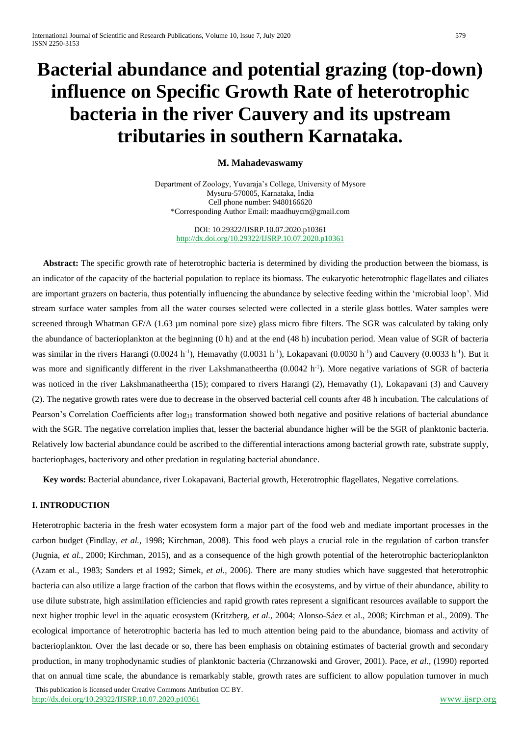# Bacterial abundance and potential grazing (top-down) influence on Specific Growth Rate of heterotrophic bacteria in the river Cauvery and its upstream tributaries in southern Karnataka.

**M. Mahadevaswamy**

Department of Zoology, Yuvaraja's College, University of Mysore
Mysuru-570005, Karnataka, India
Cell phone number: 9480166620
*Corresponding Author Email: maadhuycm@gmail.com

DOI: 10.29322/IJSRP.10.07.2020.p10361
http://dx.doi.org/10.29322/IJSRP.10.07.2020.p10361

**Abstract:** The specific growth rate of heterotrophic bacteria is determined by dividing the production between the biomass, is an indicator of the capacity of the bacterial population to replace its biomass. The eukaryotic heterotrophic flagellates and ciliates are important grazers on bacteria, thus potentially influencing the abundance by selective feeding within the 'microbial loop'. Mid stream surface water samples from all the water courses selected were collected in a sterile glass bottles. Water samples were screened through Whatman GF/A (1.63 µm nominal pore size) glass micro fibre filters. The SGR was calculated by taking only the abundance of bacterioplankton at the beginning (0 h) and at the end (48 h) incubation period. Mean value of SGR of bacteria was similar in the rivers Harangi (0.0024 $h^{-1}$), Hemavathy (0.0031 $h^{-1}$), Lokapavani (0.0030 $h^{-1}$) and Cauvery (0.0033 $h^{-1}$). But it was more and significantly different in the river Lakshmanatheertha (0.0042 $h^{-1}$). More negative variations of SGR of bacteria was noticed in the river Lakshmanatheertha (15); compared to rivers Harangi (2), Hemavathy (1), Lokapavani (3) and Cauvery (2). The negative growth rates were due to decrease in the observed bacterial cell counts after 48 h incubation. The calculations of Pearson's Correlation Coefficients after $\log_{10}$ transformation showed both negative and positive relations of bacterial abundance with the SGR. The negative correlation implies that, lesser the bacterial abundance higher will be the SGR of planktonic bacteria. Relatively low bacterial abundance could be ascribed to the differential interactions among bacterial growth rate, substrate supply, bacteriophages, bacterivory and other predation in regulating bacterial abundance.

**Key words:** Bacterial abundance, river Lokapavani, Bacterial growth, Heterotrophic flagellates, Negative correlations.

## I. INTRODUCTION

Heterotrophic bacteria in the fresh water ecosystem form a major part of the food web and mediate important processes in the carbon budget (Findlay, *et al.,* 1998; Kirchman, 2008). This food web plays a crucial role in the regulation of carbon transfer (Jugnia, *et al.,* 2000; Kirchman, 2015), and as a consequence of the high growth potential of the heterotrophic bacterioplankton (Azam et al., 1983; Sanders et al 1992; Simek, *et al.,* 2006). There are many studies which have suggested that heterotrophic bacteria can also utilize a large fraction of the carbon that flows within the ecosystems, and by virtue of their abundance, ability to use dilute substrate, high assimilation efficiencies and rapid growth rates represent a significant resources available to support the next higher trophic level in the aquatic ecosystem (Kritzberg, *et al.,* 2004; Alonso-Sáez et al., 2008; Kirchman et al., 2009). The ecological importance of heterotrophic bacteria has led to much attention being paid to the abundance, biomass and activity of bacterioplankton. Over the last decade or so, there has been emphasis on obtaining estimates of bacterial growth and secondary production, in many trophodynamic studies of planktonic bacteria (Chrzanowski and Grover, 2001). Pace, *et al.,* (1990) reported that on annual time scale, the abundance is remarkably stable, growth rates are sufficient to allow population turnover in much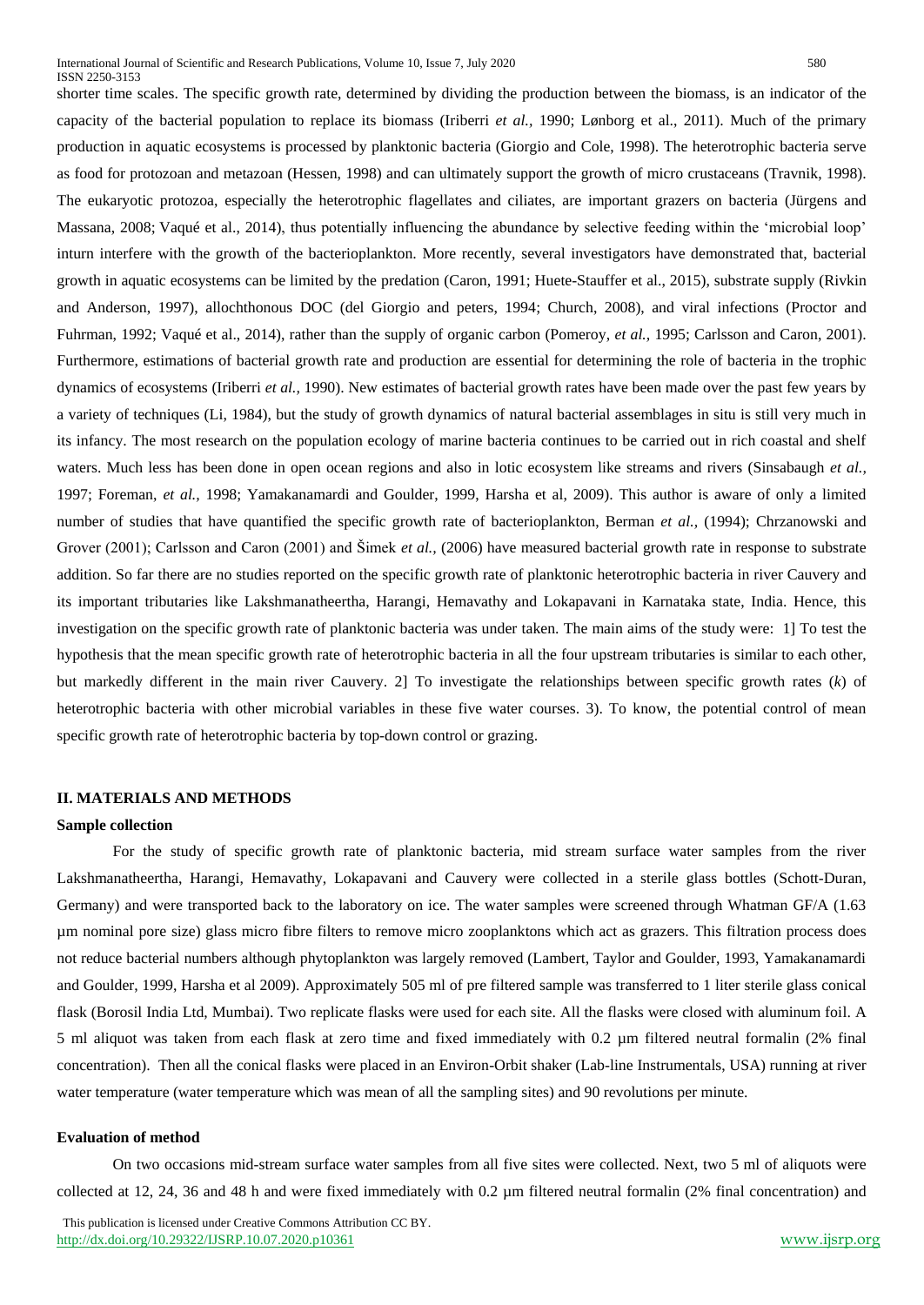shorter time scales. The specific growth rate, determined by dividing the production between the biomass, is an indicator of the capacity of the bacterial population to replace its biomass (Iriberri *et al.*, 1990; Lønborg et al., 2011). Much of the primary production in aquatic ecosystems is processed by planktonic bacteria (Giorgio and Cole, 1998). The heterotrophic bacteria serve as food for protozoan and metazoan (Hessen, 1998) and can ultimately support the growth of micro crustaceans (Travnik, 1998). The eukaryotic protozoa, especially the heterotrophic flagellates and ciliates, are important grazers on bacteria (Jürgens and Massana, 2008; Vaqué et al., 2014), thus potentially influencing the abundance by selective feeding within the 'microbial loop' inturn interfere with the growth of the bacterioplankton. More recently, several investigators have demonstrated that, bacterial growth in aquatic ecosystems can be limited by the predation (Caron, 1991; Huete-Stauffer et al., 2015), substrate supply (Rivkin and Anderson, 1997), allochthonous DOC (del Giorgio and peters, 1994; Church, 2008), and viral infections (Proctor and Fuhrman, 1992; Vaqué et al., 2014), rather than the supply of organic carbon (Pomeroy, *et al.,* 1995; Carlsson and Caron, 2001). Furthermore, estimations of bacterial growth rate and production are essential for determining the role of bacteria in the trophic dynamics of ecosystems (Iriberri *et al.,* 1990). New estimates of bacterial growth rates have been made over the past few years by a variety of techniques (Li, 1984), but the study of growth dynamics of natural bacterial assemblages in situ is still very much in its infancy. The most research on the population ecology of marine bacteria continues to be carried out in rich coastal and shelf waters. Much less has been done in open ocean regions and also in lotic ecosystem like streams and rivers (Sinsabaugh *et al.,* 1997; Foreman, *et al.,* 1998; Yamakanamardi and Goulder, 1999, Harsha et al, 2009). This author is aware of only a limited number of studies that have quantified the specific growth rate of bacterioplankton, Berman *et al.,* (1994); Chrzanowski and Grover (2001); Carlsson and Caron (2001) and Šimek *et al.,* (2006) have measured bacterial growth rate in response to substrate addition. So far there are no studies reported on the specific growth rate of planktonic heterotrophic bacteria in river Cauvery and its important tributaries like Lakshmanatheertha, Harangi, Hemavathy and Lokapavani in Karnataka state, India. Hence, this investigation on the specific growth rate of planktonic bacteria was under taken. The main aims of the study were: 1] To test the hypothesis that the mean specific growth rate of heterotrophic bacteria in all the four upstream tributaries is similar to each other, but markedly different in the main river Cauvery. 2] To investigate the relationships between specific growth rates ($k$) of heterotrophic bacteria with other microbial variables in these five water courses. 3). To know, the potential control of mean specific growth rate of heterotrophic bacteria by top-down control or grazing.

## II. MATERIALS AND METHODS

### Sample collection

For the study of specific growth rate of planktonic bacteria, mid stream surface water samples from the river Lakshmanatheertha, Harangi, Hemavathy, Lokapavani and Cauvery were collected in a sterile glass bottles (Schott-Duran, Germany) and were transported back to the laboratory on ice. The water samples were screened through Whatman GF/A (1.63 µm nominal pore size) glass micro fibre filters to remove micro zooplanktons which act as grazers. This filtration process does not reduce bacterial numbers although phytoplankton was largely removed (Lambert, Taylor and Goulder, 1993, Yamakanamardi and Goulder, 1999, Harsha et al 2009). Approximately 505 ml of pre filtered sample was transferred to 1 liter sterile glass conical flask (Borosil India Ltd, Mumbai). Two replicate flasks were used for each site. All the flasks were closed with aluminum foil. A 5 ml aliquot was taken from each flask at zero time and fixed immediately with 0.2 µm filtered neutral formalin (2% final concentration). Then all the conical flasks were placed in an Environ-Orbit shaker (Lab-line Instrumentals, USA) running at river water temperature (water temperature which was mean of all the sampling sites) and 90 revolutions per minute.

### Evaluation of method

On two occasions mid-stream surface water samples from all five sites were collected. Next, two 5 ml of aliquots were collected at 12, 24, 36 and 48 h and were fixed immediately with 0.2 µm filtered neutral formalin (2% final concentration) and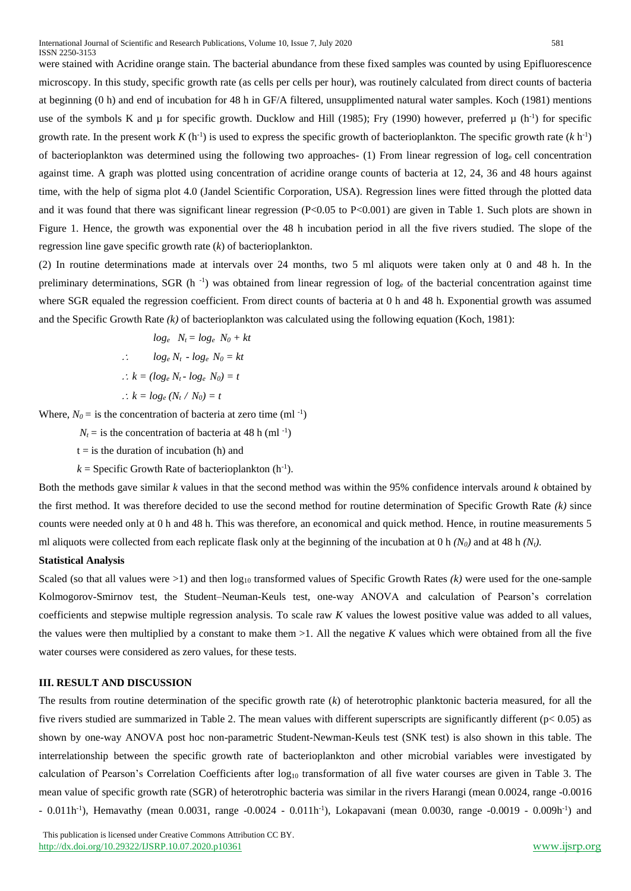were stained with Acridine orange stain. The bacterial abundance from these fixed samples was counted by using Epifluorescence microscopy. In this study, specific growth rate (as cells per cells per hour), was routinely calculated from direct counts of bacteria at beginning (0 h) and end of incubation for 48 h in GF/A filtered, unsupplimented natural water samples. Koch (1981) mentions use of the symbols K and μ for specific growth. Ducklow and Hill (1985); Fry (1990) however, preferred μ ($h^{-1}$) for specific growth rate. In the present work $K$ ($h^{-1}$) is used to express the specific growth of bacterioplankton. The specific growth rate ($k$ $h^{-1}$) of bacterioplankton was determined using the following two approaches- (1) From linear regression of $log_e$ cell concentration against time. A graph was plotted using concentration of acridine orange counts of bacteria at 12, 24, 36 and 48 hours against time, with the help of sigma plot 4.0 (Jandel Scientific Corporation, USA). Regression lines were fitted through the plotted data and it was found that there was significant linear regression ($P<0.05$ to $P<0.001$) are given in Table 1. Such plots are shown in Figure 1. Hence, the growth was exponential over the 48 h incubation period in all the five rivers studied. The slope of the regression line gave specific growth rate ($k$) of bacterioplankton.

(2) In routine determinations made at intervals over 24 months, two 5 ml aliquots were taken only at 0 and 48 h. In the preliminary determinations, SGR ($h^{-1}$) was obtained from linear regression of $log_e$ of the bacterial concentration against time where SGR equaled the regression coefficient. From direct counts of bacteria at 0 h and 48 h. Exponential growth was assumed and the Specific Growth Rate *(k)* of bacterioplankton was calculated using the following equation (Koch, 1981):

$$log_e \ N_t = log_e \ N_0 + kt$$

$$\therefore \quad log_e N_t - log_e N_0 = kt$$

$$\therefore k = (log_e N_t - log_e N_0) = t$$

$$\therefore k = log_e (N_t / N_0) = t$$

Where, $N_0$ = is the concentration of bacteria at zero time ($ml^{-1}$)

$N_t$ = is the concentration of bacteria at 48 h ($ml^{-1}$)

t = is the duration of incubation (h) and

$k$ = Specific Growth Rate of bacterioplankton ($h^{-1}$).

Both the methods gave similar $k$ values in that the second method was within the 95% confidence intervals around $k$ obtained by the first method. It was therefore decided to use the second method for routine determination of Specific Growth Rate *(k)* since counts were needed only at 0 h and 48 h. This was therefore, an economical and quick method. Hence, in routine measurements 5 ml aliquots were collected from each replicate flask only at the beginning of the incubation at 0 h $(N_0)$ and at 48 h $(N_t)$.

**Statistical Analysis**

Scaled (so that all values were >1) and then $log_{10}$ transformed values of Specific Growth Rates *(k)* were used for the one-sample Kolmogorov-Smirnov test, the Student–Neuman-Keuls test, one-way ANOVA and calculation of Pearson's correlation coefficients and stepwise multiple regression analysis. To scale raw $K$ values the lowest positive value was added to all values, the values were then multiplied by a constant to make them >1. All the negative $K$ values which were obtained from all the five water courses were considered as zero values, for these tests.

## III. RESULT AND DISCUSSION

The results from routine determination of the specific growth rate ($k$) of heterotrophic planktonic bacteria measured, for all the five rivers studied are summarized in Table 2. The mean values with different superscripts are significantly different ($p< 0.05$) as shown by one-way ANOVA post hoc non-parametric Student-Newman-Keuls test (SNK test) is also shown in this table. The interrelationship between the specific growth rate of bacterioplankton and other microbial variables were investigated by calculation of Pearson's Correlation Coefficients after $log_{10}$ transformation of all five water courses are given in Table 3. The mean value of specific growth rate (SGR) of heterotrophic bacteria was similar in the rivers Harangi (mean 0.0024, range -0.0016 - 0.011$h^{-1}$), Hemavathy (mean 0.0031, range -0.0024 - 0.011$h^{-1}$), Lokapavani (mean 0.0030, range -0.0019 - 0.009$h^{-1}$) and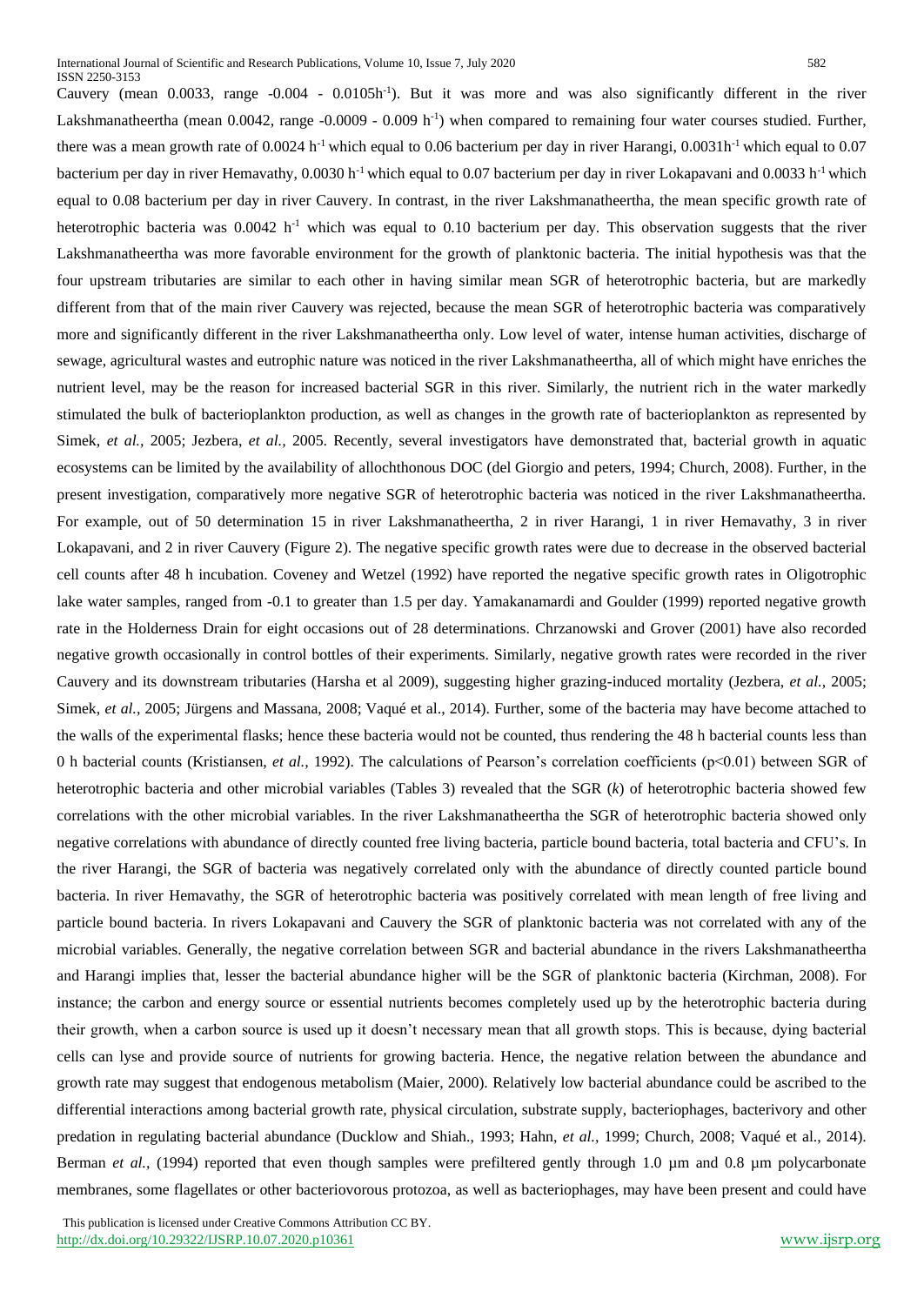Cauvery (mean 0.0033, range -0.004 - 0.0105h$^{-1}$). But it was more and was also significantly different in the river Lakshmanatheertha (mean 0.0042, range -0.0009 - 0.009 h$^{-1}$) when compared to remaining four water courses studied. Further, there was a mean growth rate of 0.0024 h$^{-1}$ which equal to 0.06 bacterium per day in river Harangi, 0.0031h$^{-1}$ which equal to 0.07 bacterium per day in river Hemavathy, 0.0030 h$^{-1}$ which equal to 0.07 bacterium per day in river Lokapavani and 0.0033 h$^{-1}$ which equal to 0.08 bacterium per day in river Cauvery. In contrast, in the river Lakshmanatheertha, the mean specific growth rate of heterotrophic bacteria was 0.0042 h$^{-1}$ which was equal to 0.10 bacterium per day. This observation suggests that the river Lakshmanatheertha was more favorable environment for the growth of planktonic bacteria. The initial hypothesis was that the four upstream tributaries are similar to each other in having similar mean SGR of heterotrophic bacteria, but are markedly different from that of the main river Cauvery was rejected, because the mean SGR of heterotrophic bacteria was comparatively more and significantly different in the river Lakshmanatheertha only. Low level of water, intense human activities, discharge of sewage, agricultural wastes and eutrophic nature was noticed in the river Lakshmanatheertha, all of which might have enriches the nutrient level, may be the reason for increased bacterial SGR in this river. Similarly, the nutrient rich in the water markedly stimulated the bulk of bacterioplankton production, as well as changes in the growth rate of bacterioplankton as represented by Simek, *et al.,* 2005; Jezbera, *et al.,* 2005. Recently, several investigators have demonstrated that, bacterial growth in aquatic ecosystems can be limited by the availability of allochthonous DOC (del Giorgio and peters, 1994; Church, 2008). Further, in the present investigation, comparatively more negative SGR of heterotrophic bacteria was noticed in the river Lakshmanatheertha. For example, out of 50 determination 15 in river Lakshmanatheertha, 2 in river Harangi, 1 in river Hemavathy, 3 in river Lokapavani, and 2 in river Cauvery (Figure 2). The negative specific growth rates were due to decrease in the observed bacterial cell counts after 48 h incubation. Coveney and Wetzel (1992) have reported the negative specific growth rates in Oligotrophic lake water samples, ranged from -0.1 to greater than 1.5 per day. Yamakanamardi and Goulder (1999) reported negative growth rate in the Holderness Drain for eight occasions out of 28 determinations. Chrzanowski and Grover (2001) have also recorded negative growth occasionally in control bottles of their experiments. Similarly, negative growth rates were recorded in the river Cauvery and its downstream tributaries (Harsha et al 2009), suggesting higher grazing-induced mortality (Jezbera, *et al.,* 2005; Simek, *et al.,* 2005; Jürgens and Massana, 2008; Vaqué et al., 2014). Further, some of the bacteria may have become attached to the walls of the experimental flasks; hence these bacteria would not be counted, thus rendering the 48 h bacterial counts less than 0 h bacterial counts (Kristiansen, *et al.,* 1992). The calculations of Pearson's correlation coefficients ($p<0.01$) between SGR of heterotrophic bacteria and other microbial variables (Tables 3) revealed that the SGR ($k$) of heterotrophic bacteria showed few correlations with the other microbial variables. In the river Lakshmanatheertha the SGR of heterotrophic bacteria showed only negative correlations with abundance of directly counted free living bacteria, particle bound bacteria, total bacteria and CFU's. In the river Harangi, the SGR of bacteria was negatively correlated only with the abundance of directly counted particle bound bacteria. In river Hemavathy, the SGR of heterotrophic bacteria was positively correlated with mean length of free living and particle bound bacteria. In rivers Lokapavani and Cauvery the SGR of planktonic bacteria was not correlated with any of the microbial variables. Generally, the negative correlation between SGR and bacterial abundance in the rivers Lakshmanatheertha and Harangi implies that, lesser the bacterial abundance higher will be the SGR of planktonic bacteria (Kirchman, 2008). For instance; the carbon and energy source or essential nutrients becomes completely used up by the heterotrophic bacteria during their growth, when a carbon source is used up it doesn't necessary mean that all growth stops. This is because, dying bacterial cells can lyse and provide source of nutrients for growing bacteria. Hence, the negative relation between the abundance and growth rate may suggest that endogenous metabolism (Maier, 2000). Relatively low bacterial abundance could be ascribed to the differential interactions among bacterial growth rate, physical circulation, substrate supply, bacteriophages, bacterivory and other predation in regulating bacterial abundance (Ducklow and Shiah., 1993; Hahn, *et al.,* 1999; Church, 2008; Vaqué et al., 2014). Berman *et al.,* (1994) reported that even though samples were prefiltered gently through 1.0 µm and 0.8 µm polycarbonate membranes, some flagellates or other bacteriovorous protozoa, as well as bacteriophages, may have been present and could have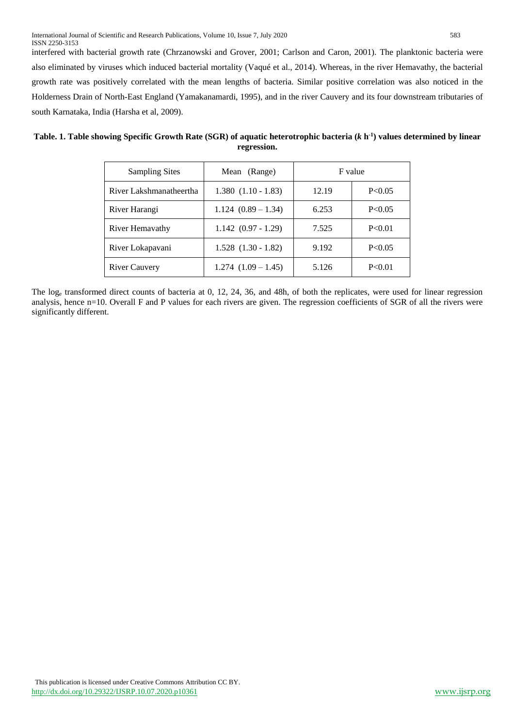interfered with bacterial growth rate (Chrzanowski and Grover, 2001; Carlson and Caron, 2001). The planktonic bacteria were also eliminated by viruses which induced bacterial mortality (Vaqué et al., 2014). Whereas, in the river Hemavathy, the bacterial growth rate was positively correlated with the mean lengths of bacteria. Similar positive correlation was also noticed in the Holderness Drain of North-East England (Yamakanamardi, 1995), and in the river Cauvery and its four downstream tributaries of south Karnataka, India (Harsha et al, 2009).

**Table. 1. Table showing Specific Growth Rate (SGR) of aquatic heterotrophic bacteria ($k$ $h^{-1}$) values determined by linear regression.**

| Sampling Sites | Mean (Range) | F value | |
|---|---|---|---|
| River Lakshmanatheertha | 1.380 (1.10 - 1.83) | 12.19 | P<0.05 |
| River Harangi | 1.124 (0.89 – 1.34) | 6.253 | P<0.05 |
| River Hemavathy | 1.142 (0.97 - 1.29) | 7.525 | P<0.01 |
| River Lokapavani | 1.528 (1.30 - 1.82) | 9.192 | P<0.05 |
| River Cauvery | 1.274 (1.09 – 1.45) | 5.126 | P<0.01 |

The $\log_e$ transformed direct counts of bacteria at 0, 12, 24, 36, and 48h, of both the replicates, were used for linear regression analysis, hence n=10. Overall F and P values for each rivers are given. The regression coefficients of SGR of all the rivers were significantly different.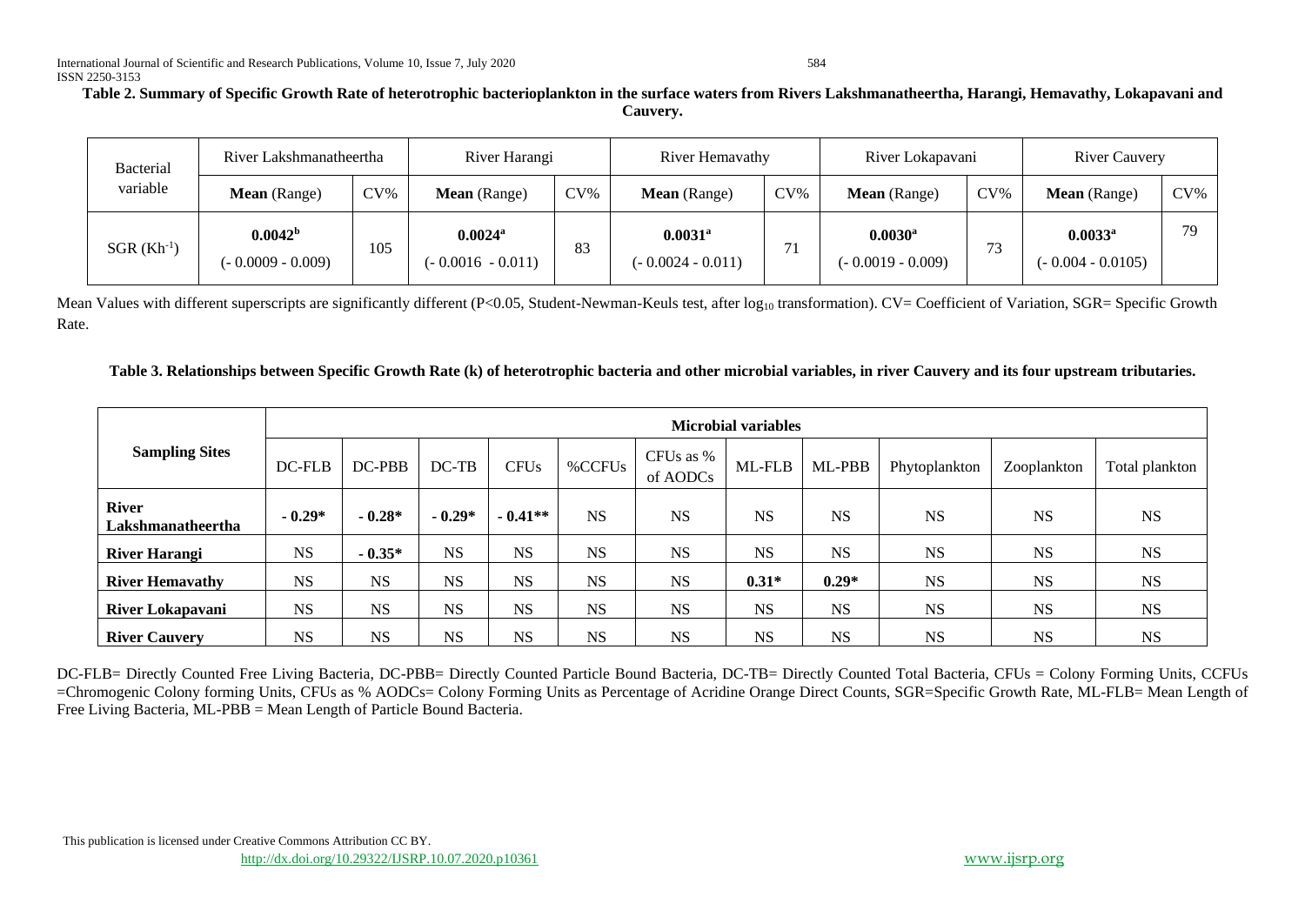**Table 2. Summary of Specific Growth Rate of heterotrophic bacterioplankton in the surface waters from Rivers Lakshmanatheertha, Harangi, Hemavathy, Lokapavani and Cauvery.**

| Bacterial variable | River Lakshmanatheertha | | River Harangi | | River Hemavathy | | River Lokapavani | | River Cauvery | |
|---|---|---|---|---|---|---|---|---|---|---|
| | **Mean** (Range) | CV% | **Mean** (Range) | CV% | **Mean** (Range) | CV% | **Mean** (Range) | CV% | **Mean** (Range) | CV% |
| SGR ($Kh^{-1}$) | **$0.0042^{b}$** (- 0.0009 - 0.009) | 105 | **$0.0024^{a}$** (- 0.0016 - 0.011) | 83 | **$0.0031^{a}$** (- 0.0024 - 0.011) | 71 | **$0.0030^{a}$** (- 0.0019 - 0.009) | 73 | **$0.0033^{a}$** (- 0.004 - 0.0105) | 79 |

Mean Values with different superscripts are significantly different ($P<0.05$, Student-Newman-Keuls test, after $\log_{10}$ transformation). CV= Coefficient of Variation, SGR= Specific Growth Rate.

**Table 3. Relationships between Specific Growth Rate (k) of heterotrophic bacteria and other microbial variables, in river Cauvery and its four upstream tributaries.**

| **Sampling Sites** | **Microbial variables** | | | | | | | | | | |
|---|---|---|---|---|---|---|---|---|---|---|---|
| | DC-FLB | DC-PBB | DC-TB | CFUs | %CCFUs | CFUs as % of AODCs | ML-FLB | ML-PBB | Phytoplankton | Zooplankton | Total plankton |
| **River Lakshmanatheertha** | **- 0.29*** | **- 0.28*** | **- 0.29*** | **- 0.41**** | NS | NS | NS | NS | NS | NS | NS |
| **River Harangi** | NS | **- 0.35*** | NS | NS | NS | NS | NS | NS | NS | NS | NS |
| **River Hemavathy** | NS | NS | NS | NS | NS | NS | **0.31*** | **0.29*** | NS | NS | NS |
| **River Lokapavani** | NS | NS | NS | NS | NS | NS | NS | NS | NS | NS | NS |
| **River Cauvery** | NS | NS | NS | NS | NS | NS | NS | NS | NS | NS | NS |

DC-FLB= Directly Counted Free Living Bacteria, DC-PBB= Directly Counted Particle Bound Bacteria, DC-TB= Directly Counted Total Bacteria, CFUs = Colony Forming Units, CCFUs =Chromogenic Colony forming Units, CFUs as % AODCs= Colony Forming Units as Percentage of Acridine Orange Direct Counts, SGR=Specific Growth Rate, ML-FLB= Mean Length of Free Living Bacteria, ML-PBB = Mean Length of Particle Bound Bacteria.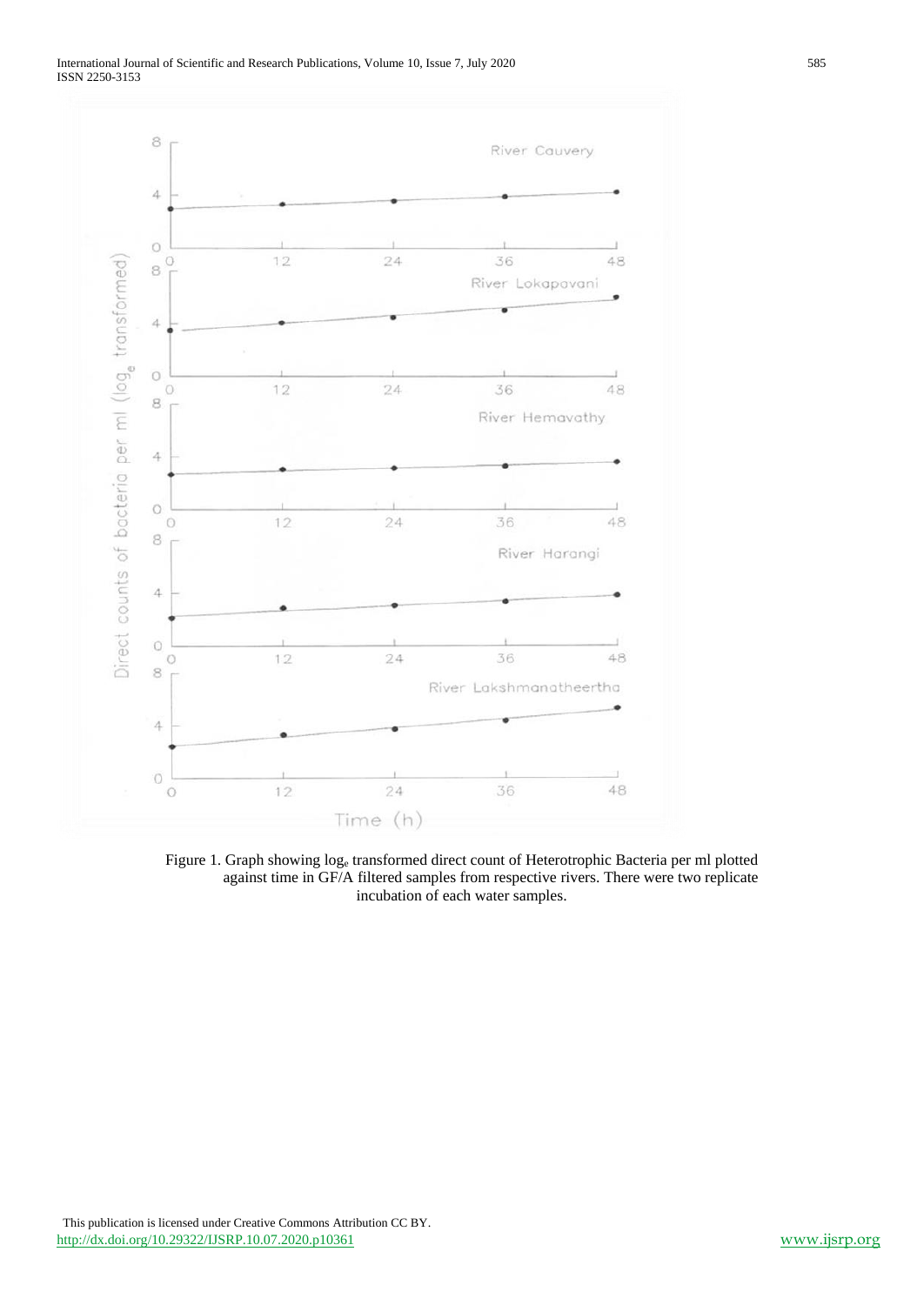Figure 1. Graph showing $\log_e$ transformed direct count of Heterotrophic Bacteria per ml plotted against time in GF/A filtered samples from respective rivers. There were two replicate incubation of each water samples.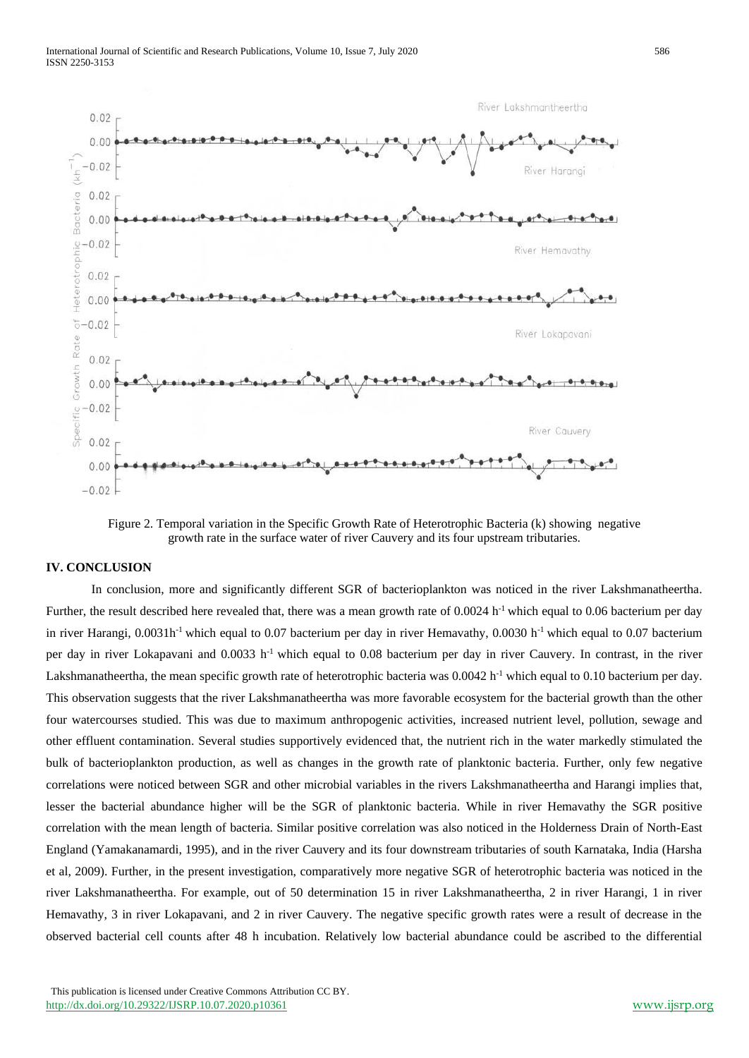Figure 2. Temporal variation in the Specific Growth Rate of Heterotrophic Bacteria (k) showing negative growth rate in the surface water of river Cauvery and its four upstream tributaries.

## IV. CONCLUSION

In conclusion, more and significantly different SGR of bacterioplankton was noticed in the river Lakshmanatheertha. Further, the result described here revealed that, there was a mean growth rate of 0.0024 $h^{-1}$ which equal to 0.06 bacterium per day in river Harangi, 0.0031$h^{-1}$ which equal to 0.07 bacterium per day in river Hemavathy, 0.0030 $h^{-1}$ which equal to 0.07 bacterium per day in river Lokapavani and 0.0033 $h^{-1}$ which equal to 0.08 bacterium per day in river Cauvery. In contrast, in the river Lakshmanatheertha, the mean specific growth rate of heterotrophic bacteria was 0.0042 $h^{-1}$ which equal to 0.10 bacterium per day. This observation suggests that the river Lakshmanatheertha was more favorable ecosystem for the bacterial growth than the other four watercourses studied. This was due to maximum anthropogenic activities, increased nutrient level, pollution, sewage and other effluent contamination. Several studies supportively evidenced that, the nutrient rich in the water markedly stimulated the bulk of bacterioplankton production, as well as changes in the growth rate of planktonic bacteria. Further, only few negative correlations were noticed between SGR and other microbial variables in the rivers Lakshmanatheertha and Harangi implies that, lesser the bacterial abundance higher will be the SGR of planktonic bacteria. While in river Hemavathy the SGR positive correlation with the mean length of bacteria. Similar positive correlation was also noticed in the Holderness Drain of North-East England (Yamakanamardi, 1995), and in the river Cauvery and its four downstream tributaries of south Karnataka, India (Harsha et al, 2009). Further, in the present investigation, comparatively more negative SGR of heterotrophic bacteria was noticed in the river Lakshmanatheertha. For example, out of 50 determination 15 in river Lakshmanatheertha, 2 in river Harangi, 1 in river Hemavathy, 3 in river Lokapavani, and 2 in river Cauvery. The negative specific growth rates were a result of decrease in the observed bacterial cell counts after 48 h incubation. Relatively low bacterial abundance could be ascribed to the differential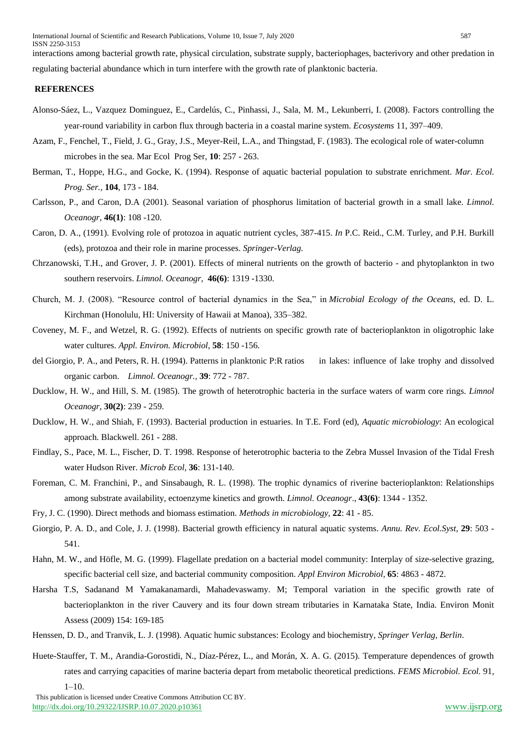interactions among bacterial growth rate, physical circulation, substrate supply, bacteriophages, bacterivory and other predation in regulating bacterial abundance which in turn interfere with the growth rate of planktonic bacteria.

## REFERENCES

Alonso-Sáez, L., Vazquez Dominguez, E., Cardelús, C., Pinhassi, J., Sala, M. M., Lekunberri, I. (2008). Factors controlling the year-round variability in carbon flux through bacteria in a coastal marine system. *Ecosystems* 11, 397–409.

Azam, F., Fenchel, T., Field, J. G., Gray, J.S., Meyer-Reil, L.A., and Thingstad, F. (1983). The ecological role of water-column microbes in the sea. Mar Ecol Prog Ser, **10**: 257 - 263.

Berman, T., Hoppe, H.G., and Gocke, K. (1994). Response of aquatic bacterial population to substrate enrichment. *Mar. Ecol. Prog. Ser.*, **104**, 173 - 184.

Carlsson, P., and Caron, D.A (2001). Seasonal variation of phosphorus limitation of bacterial growth in a small lake. *Limnol. Oceanogr*, **46(1)**: 108 -120.

Caron, D. A., (1991). Evolving role of protozoa in aquatic nutrient cycles, 387-415. *In* P.C. Reid., C.M. Turley, and P.H. Burkill (eds), protozoa and their role in marine processes. *Springer-Verlag.*

Chrzanowski, T.H., and Grover, J. P. (2001). Effects of mineral nutrients on the growth of bacterio - and phytoplankton in two southern reservoirs. *Limnol. Oceanogr*, **46(6)**: 1319 -1330.

Church, M. J. (2008). "Resource control of bacterial dynamics in the Sea," in *Microbial Ecology of the Oceans*, ed. D. L. Kirchman (Honolulu, HI: University of Hawaii at Manoa), 335–382.

Coveney, M. F., and Wetzel, R. G. (1992). Effects of nutrients on specific growth rate of bacterioplankton in oligotrophic lake water cultures. *Appl. Environ. Microbiol*, **58**: 150 -156.

del Giorgio, P. A., and Peters, R. H. (1994). Patterns in planktonic P:R ratios in lakes: influence of lake trophy and dissolved organic carbon. *Limnol. Oceanogr.*, **39**: 772 - 787.

Ducklow, H. W., and Hill, S. M. (1985). The growth of heterotrophic bacteria in the surface waters of warm core rings. *Limnol Oceanogr*, **30(2)**: 239 - 259.

Ducklow, H. W., and Shiah, F. (1993). Bacterial production in estuaries. In T.E. Ford (ed), *Aquatic microbiology*: An ecological approach. Blackwell. 261 - 288.

Findlay, S., Pace, M. L., Fischer, D. T. 1998. Response of heterotrophic bacteria to the Zebra Mussel Invasion of the Tidal Fresh water Hudson River. *Microb Ecol*, **36**: 131-140.

Foreman, C. M. Franchini, P., and Sinsabaugh, R. L. (1998). The trophic dynamics of riverine bacterioplankton: Relationships among substrate availability, ectoenzyme kinetics and growth. *Limnol. Oceanogr*., **43(6)**: 1344 - 1352.

Fry, J. C. (1990). Direct methods and biomass estimation. *Methods in microbiology*, **22**: 41 - 85.

Giorgio, P. A. D., and Cole, J. J. (1998). Bacterial growth efficiency in natural aquatic systems. *Annu. Rev. Ecol.Syst*, **29**: 503 - 541.

Hahn, M. W., and Höfle, M. G. (1999). Flagellate predation on a bacterial model community: Interplay of size-selective grazing, specific bacterial cell size, and bacterial community composition. *Appl Environ Microbiol*, **65**: 4863 - 4872.

Harsha T.S, Sadanand M Yamakanamardi, Mahadevaswamy. M; Temporal variation in the specific growth rate of bacterioplankton in the river Cauvery and its four down stream tributaries in Karnataka State, India. Environ Monit Assess (2009) 154: 169-185

Henssen, D. D., and Tranvik, L. J. (1998). Aquatic humic substances: Ecology and biochemistry, *Springer Verlag, Berlin*.

Huete-Stauffer, T. M., Arandia-Gorostidi, N., Díaz-Pérez, L., and Morán, X. A. G. (2015). Temperature dependences of growth rates and carrying capacities of marine bacteria depart from metabolic theoretical predictions. *FEMS Microbiol. Ecol.* 91, 1–10.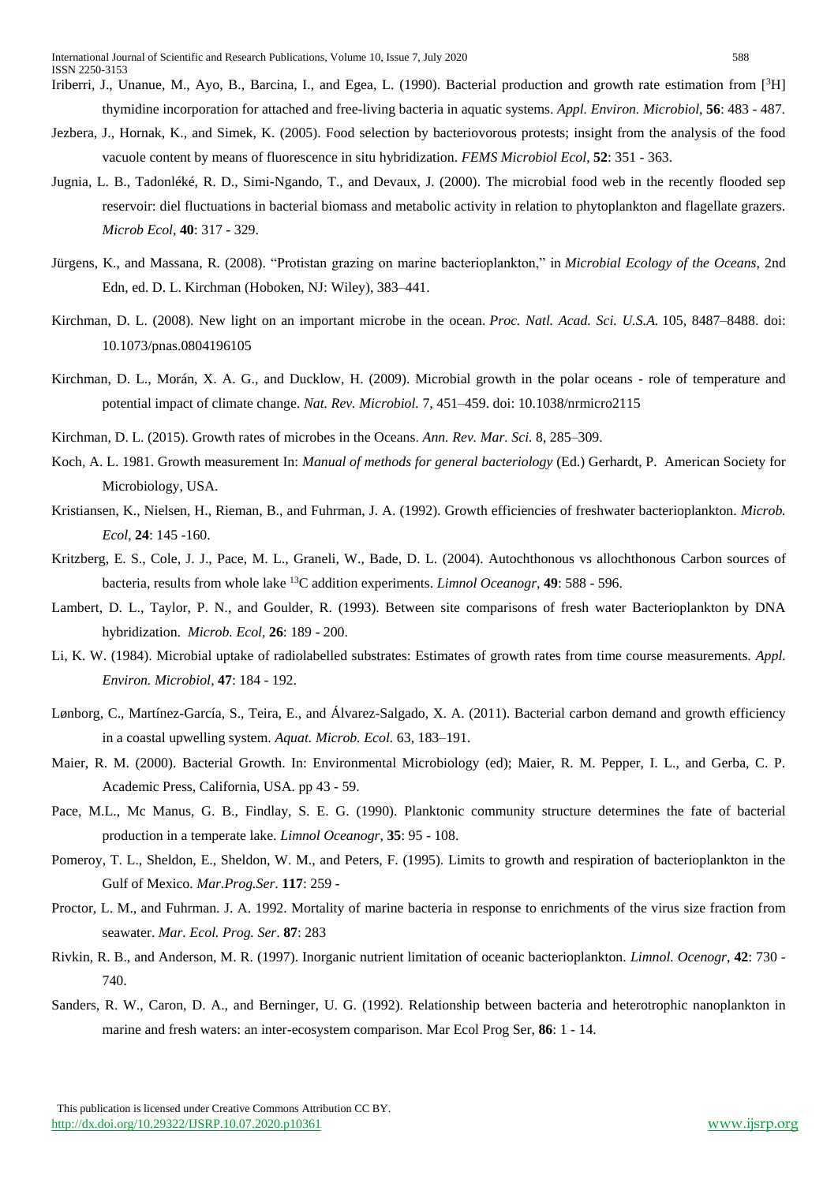Iriberri, J., Unanue, M., Ayo, B., Barcina, I., and Egea, L. (1990). Bacterial production and growth rate estimation from [$^3$H] thymidine incorporation for attached and free-living bacteria in aquatic systems. *Appl. Environ. Microbiol*, **56**: 483 - 487.

Jezbera, J., Hornak, K., and Simek, K. (2005). Food selection by bacteriovorous protests; insight from the analysis of the food vacuole content by means of fluorescence in situ hybridization. *FEMS Microbiol Ecol*, **52**: 351 - 363.

Jugnia, L. B., Tadonléké, R. D., Simi-Ngando, T., and Devaux, J. (2000). The microbial food web in the recently flooded sep reservoir: diel fluctuations in bacterial biomass and metabolic activity in relation to phytoplankton and flagellate grazers. *Microb Ecol*, **40**: 317 - 329.

Jürgens, K., and Massana, R. (2008). "Protistan grazing on marine bacterioplankton," in *Microbial Ecology of the Oceans*, 2nd Edn, ed. D. L. Kirchman (Hoboken, NJ: Wiley), 383–441.

Kirchman, D. L. (2008). New light on an important microbe in the ocean. *Proc. Natl. Acad. Sci. U.S.A.* 105, 8487–8488. doi: 10.1073/pnas.0804196105

Kirchman, D. L., Morán, X. A. G., and Ducklow, H. (2009). Microbial growth in the polar oceans - role of temperature and potential impact of climate change. *Nat. Rev. Microbiol.* 7, 451–459. doi: 10.1038/nrmicro2115

Kirchman, D. L. (2015). Growth rates of microbes in the Oceans. *Ann. Rev. Mar. Sci.* 8, 285–309.

Koch, A. L. 1981. Growth measurement In: *Manual of methods for general bacteriology* (Ed.) Gerhardt, P. American Society for Microbiology, USA.

Kristiansen, K., Nielsen, H., Rieman, B., and Fuhrman, J. A. (1992). Growth efficiencies of freshwater bacterioplankton. *Microb. Ecol*, **24**: 145 -160.

Kritzberg, E. S., Cole, J. J., Pace, M. L., Graneli, W., Bade, D. L. (2004). Autochthonous vs allochthonous Carbon sources of bacteria, results from whole lake $^{13}$C addition experiments. *Limnol Oceanogr*, **49**: 588 - 596.

Lambert, D. L., Taylor, P. N., and Goulder, R. (1993). Between site comparisons of fresh water Bacterioplankton by DNA hybridization. *Microb. Ecol*, **26**: 189 - 200.

Li, K. W. (1984). Microbial uptake of radiolabelled substrates: Estimates of growth rates from time course measurements. *Appl. Environ. Microbiol*, **47**: 184 - 192.

Lønborg, C., Martínez-García, S., Teira, E., and Álvarez-Salgado, X. A. (2011). Bacterial carbon demand and growth efficiency in a coastal upwelling system. *Aquat. Microb. Ecol.* 63, 183–191.

Maier, R. M. (2000). Bacterial Growth. In: Environmental Microbiology (ed); Maier, R. M. Pepper, I. L., and Gerba, C. P. Academic Press, California, USA. pp 43 - 59.

Pace, M.L., Mc Manus, G. B., Findlay, S. E. G. (1990). Planktonic community structure determines the fate of bacterial production in a temperate lake. *Limnol Oceanogr*, **35**: 95 - 108.

Pomeroy, T. L., Sheldon, E., Sheldon, W. M., and Peters, F. (1995). Limits to growth and respiration of bacterioplankton in the Gulf of Mexico. *Mar.Prog.Ser*. **117**: 259 -

Proctor, L. M., and Fuhrman. J. A. 1992. Mortality of marine bacteria in response to enrichments of the virus size fraction from seawater. *Mar. Ecol. Prog. Ser*. **87**: 283

Rivkin, R. B., and Anderson, M. R. (1997). Inorganic nutrient limitation of oceanic bacterioplankton. *Limnol. Ocenogr*, **42**: 730 - 740.

Sanders, R. W., Caron, D. A., and Berninger, U. G. (1992). Relationship between bacteria and heterotrophic nanoplankton in marine and fresh waters: an inter-ecosystem comparison. Mar Ecol Prog Ser, **86**: 1 - 14.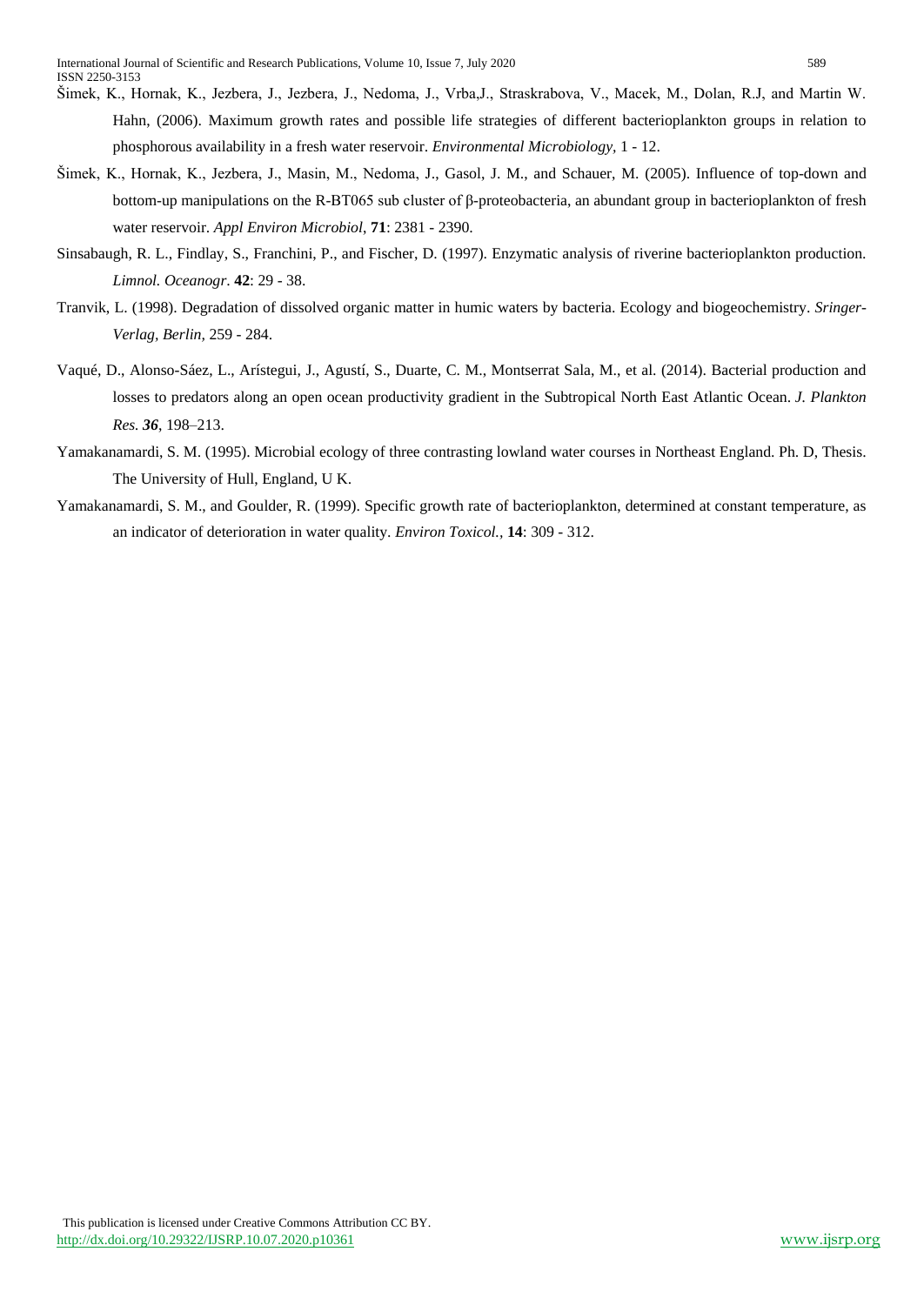Šimek, K., Hornak, K., Jezbera, J., Jezbera, J., Nedoma, J., Vrba,J., Straskrabova, V., Macek, M., Dolan, R.J, and Martin W. Hahn, (2006). Maximum growth rates and possible life strategies of different bacterioplankton groups in relation to phosphorous availability in a fresh water reservoir. *Environmental Microbiology,* 1 - 12.

Šimek, K., Hornak, K., Jezbera, J., Masin, M., Nedoma, J., Gasol, J. M., and Schauer, M. (2005). Influence of top-down and bottom-up manipulations on the R-BT065 sub cluster of β-proteobacteria, an abundant group in bacterioplankton of fresh water reservoir. *Appl Environ Microbiol,* **71**: 2381 - 2390.

Sinsabaugh, R. L., Findlay, S., Franchini, P., and Fischer, D. (1997). Enzymatic analysis of riverine bacterioplankton production. *Limnol. Oceanogr*. **42**: 29 - 38.

Tranvik, L. (1998). Degradation of dissolved organic matter in humic waters by bacteria. Ecology and biogeochemistry. *Sringer-Verlag, Berlin,* 259 - 284.

Vaqué, D., Alonso-Sáez, L., Arístegui, J., Agustí, S., Duarte, C. M., Montserrat Sala, M., et al. (2014). Bacterial production and losses to predators along an open ocean productivity gradient in the Subtropical North East Atlantic Ocean. *J. Plankton Res.* ***36***, 198–213.

Yamakanamardi, S. M. (1995). Microbial ecology of three contrasting lowland water courses in Northeast England. Ph. D, Thesis. The University of Hull, England, U K.

Yamakanamardi, S. M., and Goulder, R. (1999). Specific growth rate of bacterioplankton, determined at constant temperature, as an indicator of deterioration in water quality. *Environ Toxicol.,* **14**: 309 - 312.